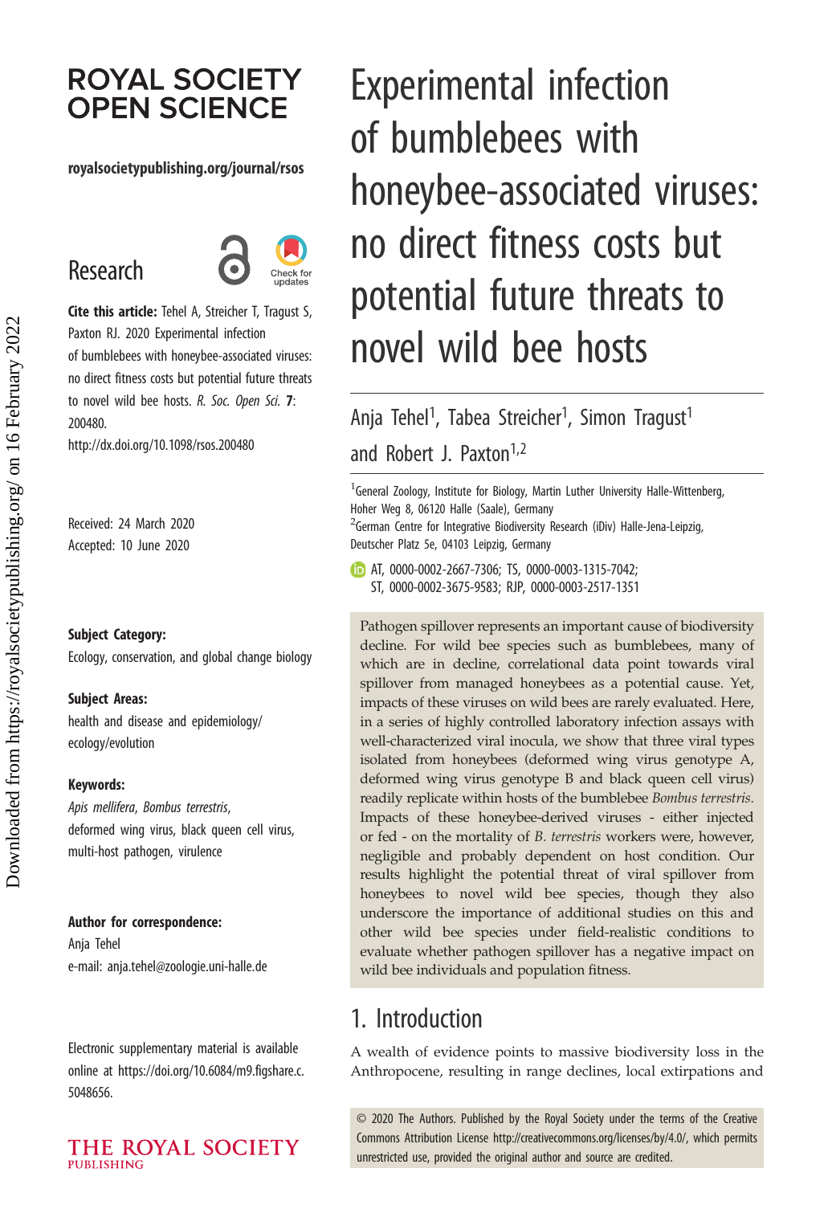ROYAL SOCIETY OPEN SCIENCE

royalsocietypublishing.org/journal/rsos

Research

**Cite this article:** Tehel A, Streicher T, Tragust S, Paxton RJ. 2020 Experimental infection of bumblebees with honeybee-associated viruses: no direct fitness costs but potential future threats to novel wild bee hosts. *R. Soc. Open Sci.* **7**: 200480.
http://dx.doi.org/10.1098/rsos.200480

Received: 24 March 2020
Accepted: 10 June 2020

**Subject Category:**
Ecology, conservation, and global change biology

**Subject Areas:**
health and disease and epidemiology/ecology/evolution

**Keywords:**
*Apis mellifera*, *Bombus terrestris*, deformed wing virus, black queen cell virus, multi-host pathogen, virulence

**Author for correspondence:**
Anja Tehel
e-mail: anja.tehel@zoologie.uni-halle.de

Electronic supplementary material is available online at https://doi.org/10.6084/m9.figshare.c.5048656.

# Experimental infection of bumblebees with honeybee-associated viruses: no direct fitness costs but potential future threats to novel wild bee hosts

Anja Tehel[1], Tabea Streicher[1], Simon Tragust[1] and Robert J. Paxton[1,2]

[1]General Zoology, Institute for Biology, Martin Luther University Halle-Wittenberg, Hoher Weg 8, 06120 Halle (Saale), Germany
[2]German Centre for Integrative Biodiversity Research (iDiv) Halle-Jena-Leipzig, Deutscher Platz 5e, 04103 Leipzig, Germany

AT, 0000-0002-2667-7306; TS, 0000-0003-1315-7042; ST, 0000-0002-3675-9583; RJP, 0000-0003-2517-1351

Pathogen spillover represents an important cause of biodiversity decline. For wild bee species such as bumblebees, many of which are in decline, correlational data point towards viral spillover from managed honeybees as a potential cause. Yet, impacts of these viruses on wild bees are rarely evaluated. Here, in a series of highly controlled laboratory infection assays with well-characterized viral inocula, we show that three viral types isolated from honeybees (deformed wing virus genotype A, deformed wing virus genotype B and black queen cell virus) readily replicate within hosts of the bumblebee *Bombus terrestris*. Impacts of these honeybee-derived viruses - either injected or fed - on the mortality of *B. terrestris* workers were, however, negligible and probably dependent on host condition. Our results highlight the potential threat of viral spillover from honeybees to novel wild bee species, though they also underscore the importance of additional studies on this and other wild bee species under field-realistic conditions to evaluate whether pathogen spillover has a negative impact on wild bee individuals and population fitness.

## 1. Introduction

A wealth of evidence points to massive biodiversity loss in the Anthropocene, resulting in range declines, local extirpations and

© 2020 The Authors. Published by the Royal Society under the terms of the Creative Commons Attribution License http://creativecommons.org/licenses/by/4.0/, which permits unrestricted use, provided the original author and source are credited.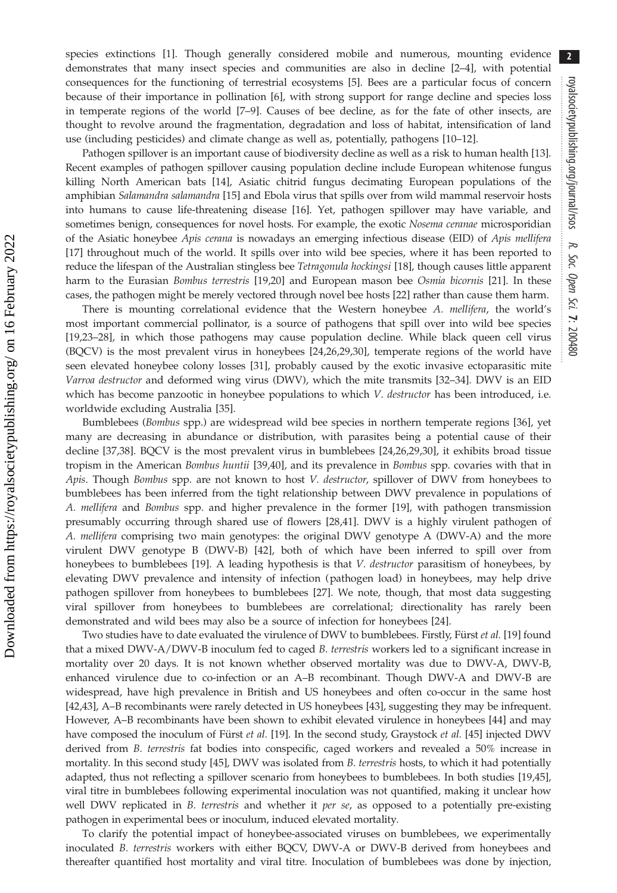species extinctions [1]. Though generally considered mobile and numerous, mounting evidence demonstrates that many insect species and communities are also in decline [2–4], with potential consequences for the functioning of terrestrial ecosystems [5]. Bees are a particular focus of concern because of their importance in pollination [6], with strong support for range decline and species loss in temperate regions of the world [7–9]. Causes of bee decline, as for the fate of other insects, are thought to revolve around the fragmentation, degradation and loss of habitat, intensification of land use (including pesticides) and climate change as well as, potentially, pathogens [10–12].

Pathogen spillover is an important cause of biodiversity decline as well as a risk to human health [13]. Recent examples of pathogen spillover causing population decline include European whitenose fungus killing North American bats [14], Asiatic chitrid fungus decimating European populations of the amphibian *Salamandra salamandra* [15] and Ebola virus that spills over from wild mammal reservoir hosts into humans to cause life-threatening disease [16]. Yet, pathogen spillover may have variable, and sometimes benign, consequences for novel hosts. For example, the exotic *Nosema ceranae* microsporidian of the Asiatic honeybee *Apis cerana* is nowadays an emerging infectious disease (EID) of *Apis mellifera* [17] throughout much of the world. It spills over into wild bee species, where it has been reported to reduce the lifespan of the Australian stingless bee *Tetragonula hockingsi* [18], though causes little apparent harm to the Eurasian *Bombus terrestris* [19,20] and European mason bee *Osmia bicornis* [21]. In these cases, the pathogen might be merely vectored through novel bee hosts [22] rather than cause them harm.

There is mounting correlational evidence that the Western honeybee *A. mellifera*, the world's most important commercial pollinator, is a source of pathogens that spill over into wild bee species [19,23–28], in which those pathogens may cause population decline. While black queen cell virus (BQCV) is the most prevalent virus in honeybees [24,26,29,30], temperate regions of the world have seen elevated honeybee colony losses [31], probably caused by the exotic invasive ectoparasitic mite *Varroa destructor* and deformed wing virus (DWV), which the mite transmits [32–34]. DWV is an EID which has become panzootic in honeybee populations to which *V. destructor* has been introduced, i.e. worldwide excluding Australia [35].

Bumblebees (*Bombus* spp.) are widespread wild bee species in northern temperate regions [36], yet many are decreasing in abundance or distribution, with parasites being a potential cause of their decline [37,38]. BQCV is the most prevalent virus in bumblebees [24,26,29,30], it exhibits broad tissue tropism in the American *Bombus huntii* [39,40], and its prevalence in *Bombus* spp. covaries with that in *Apis*. Though *Bombus* spp. are not known to host *V. destructor*, spillover of DWV from honeybees to bumblebees has been inferred from the tight relationship between DWV prevalence in populations of *A. mellifera* and *Bombus* spp. and higher prevalence in the former [19], with pathogen transmission presumably occurring through shared use of flowers [28,41]. DWV is a highly virulent pathogen of *A. mellifera* comprising two main genotypes: the original DWV genotype A (DWV-A) and the more virulent DWV genotype B (DWV-B) [42], both of which have been inferred to spill over from honeybees to bumblebees [19]. A leading hypothesis is that *V. destructor* parasitism of honeybees, by elevating DWV prevalence and intensity of infection (pathogen load) in honeybees, may help drive pathogen spillover from honeybees to bumblebees [27]. We note, though, that most data suggesting viral spillover from honeybees to bumblebees are correlational; directionality has rarely been demonstrated and wild bees may also be a source of infection for honeybees [24].

Two studies have to date evaluated the virulence of DWV to bumblebees. Firstly, Fürst *et al.* [19] found that a mixed DWV-A/DWV-B inoculum fed to caged *B. terrestris* workers led to a significant increase in mortality over 20 days. It is not known whether observed mortality was due to DWV-A, DWV-B, enhanced virulence due to co-infection or an A–B recombinant. Though DWV-A and DWV-B are widespread, have high prevalence in British and US honeybees and often co-occur in the same host [42,43], A–B recombinants were rarely detected in US honeybees [43], suggesting they may be infrequent. However, A–B recombinants have been shown to exhibit elevated virulence in honeybees [44] and may have composed the inoculum of Fürst *et al.* [19]. In the second study, Graystock *et al.* [45] injected DWV derived from *B. terrestris* fat bodies into conspecific, caged workers and revealed a 50% increase in mortality. In this second study [45], DWV was isolated from *B. terrestris* hosts, to which it had potentially adapted, thus not reflecting a spillover scenario from honeybees to bumblebees. In both studies [19,45], viral titre in bumblebees following experimental inoculation was not quantified, making it unclear how well DWV replicated in *B. terrestris* and whether it *per se*, as opposed to a potentially pre-existing pathogen in experimental bees or inoculum, induced elevated mortality.

To clarify the potential impact of honeybee-associated viruses on bumblebees, we experimentally inoculated *B. terrestris* workers with either BQCV, DWV-A or DWV-B derived from honeybees and thereafter quantified host mortality and viral titre. Inoculation of bumblebees was done by injection,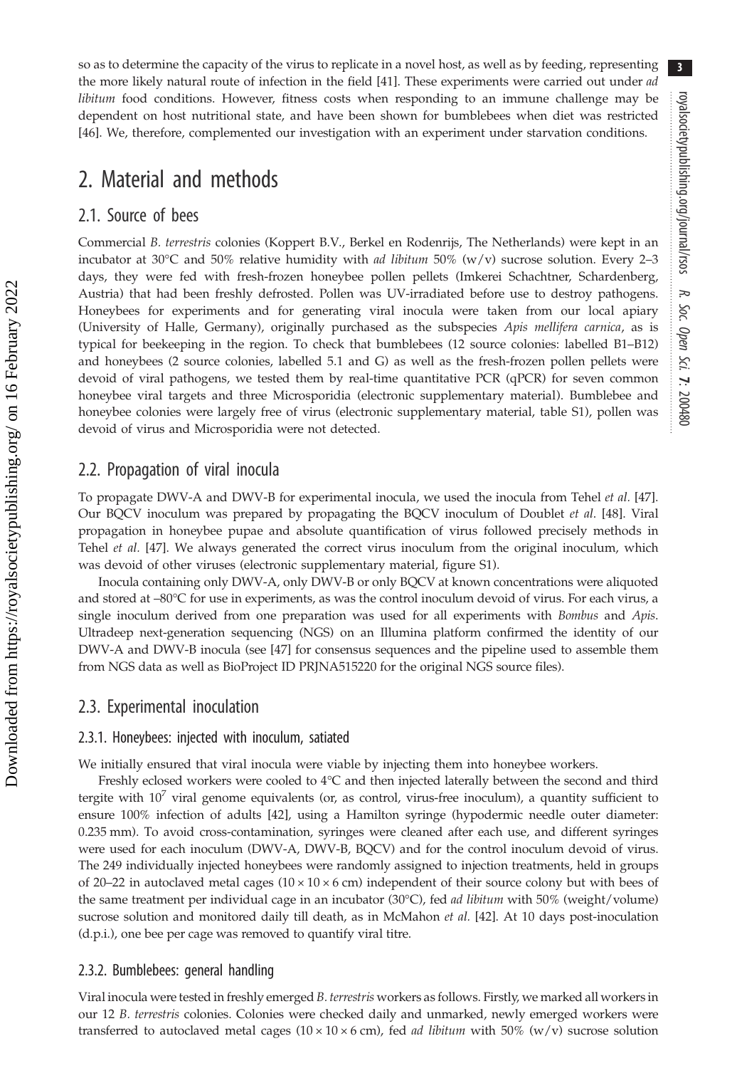so as to determine the capacity of the virus to replicate in a novel host, as well as by feeding, representing the more likely natural route of infection in the field [41]. These experiments were carried out under *ad libitum* food conditions. However, fitness costs when responding to an immune challenge may be dependent on host nutritional state, and have been shown for bumblebees when diet was restricted [46]. We, therefore, complemented our investigation with an experiment under starvation conditions.

# 2. Material and methods

## 2.1. Source of bees

Commercial *B. terrestris* colonies (Koppert B.V., Berkel en Rodenrijs, The Netherlands) were kept in an incubator at 30°C and 50% relative humidity with *ad libitum* 50% (w/v) sucrose solution. Every 2–3 days, they were fed with fresh-frozen honeybee pollen pellets (Imkerei Schachtner, Schardenberg, Austria) that had been freshly defrosted. Pollen was UV-irradiated before use to destroy pathogens. Honeybees for experiments and for generating viral inocula were taken from our local apiary (University of Halle, Germany), originally purchased as the subspecies *Apis mellifera carnica*, as is typical for beekeeping in the region. To check that bumblebees (12 source colonies: labelled B1–B12) and honeybees (2 source colonies, labelled 5.1 and G) as well as the fresh-frozen pollen pellets were devoid of viral pathogens, we tested them by real-time quantitative PCR (qPCR) for seven common honeybee viral targets and three Microsporidia (electronic supplementary material). Bumblebee and honeybee colonies were largely free of virus (electronic supplementary material, table S1), pollen was devoid of virus and Microsporidia were not detected.

## 2.2. Propagation of viral inocula

To propagate DWV-A and DWV-B for experimental inocula, we used the inocula from Tehel *et al.* [47]. Our BQCV inoculum was prepared by propagating the BQCV inoculum of Doublet *et al.* [48]. Viral propagation in honeybee pupae and absolute quantification of virus followed precisely methods in Tehel *et al.* [47]. We always generated the correct virus inoculum from the original inoculum, which was devoid of other viruses (electronic supplementary material, figure S1).

Inocula containing only DWV-A, only DWV-B or only BQCV at known concentrations were aliquoted and stored at −80°C for use in experiments, as was the control inoculum devoid of virus. For each virus, a single inoculum derived from one preparation was used for all experiments with *Bombus* and *Apis*. Ultradeep next-generation sequencing (NGS) on an Illumina platform confirmed the identity of our DWV-A and DWV-B inocula (see [47] for consensus sequences and the pipeline used to assemble them from NGS data as well as BioProject ID PRJNA515220 for the original NGS source files).

## 2.3. Experimental inoculation

### 2.3.1. Honeybees: injected with inoculum, satiated

We initially ensured that viral inocula were viable by injecting them into honeybee workers.

Freshly eclosed workers were cooled to 4°C and then injected laterally between the second and third tergite with $10^7$ viral genome equivalents (or, as control, virus-free inoculum), a quantity sufficient to ensure 100% infection of adults [42], using a Hamilton syringe (hypodermic needle outer diameter: 0.235 mm). To avoid cross-contamination, syringes were cleaned after each use, and different syringes were used for each inoculum (DWV-A, DWV-B, BQCV) and for the control inoculum devoid of virus. The 249 individually injected honeybees were randomly assigned to injection treatments, held in groups of 20–22 in autoclaved metal cages (10 × 10 × 6 cm) independent of their source colony but with bees of the same treatment per individual cage in an incubator (30°C), fed *ad libitum* with 50% (weight/volume) sucrose solution and monitored daily till death, as in McMahon *et al.* [42]. At 10 days post-inoculation (d.p.i.), one bee per cage was removed to quantify viral titre.

### 2.3.2. Bumblebees: general handling

Viral inocula were tested in freshly emerged *B. terrestris* workers as follows. Firstly, we marked all workers in our 12 *B. terrestris* colonies. Colonies were checked daily and unmarked, newly emerged workers were transferred to autoclaved metal cages (10 × 10 × 6 cm), fed *ad libitum* with 50% (w/v) sucrose solution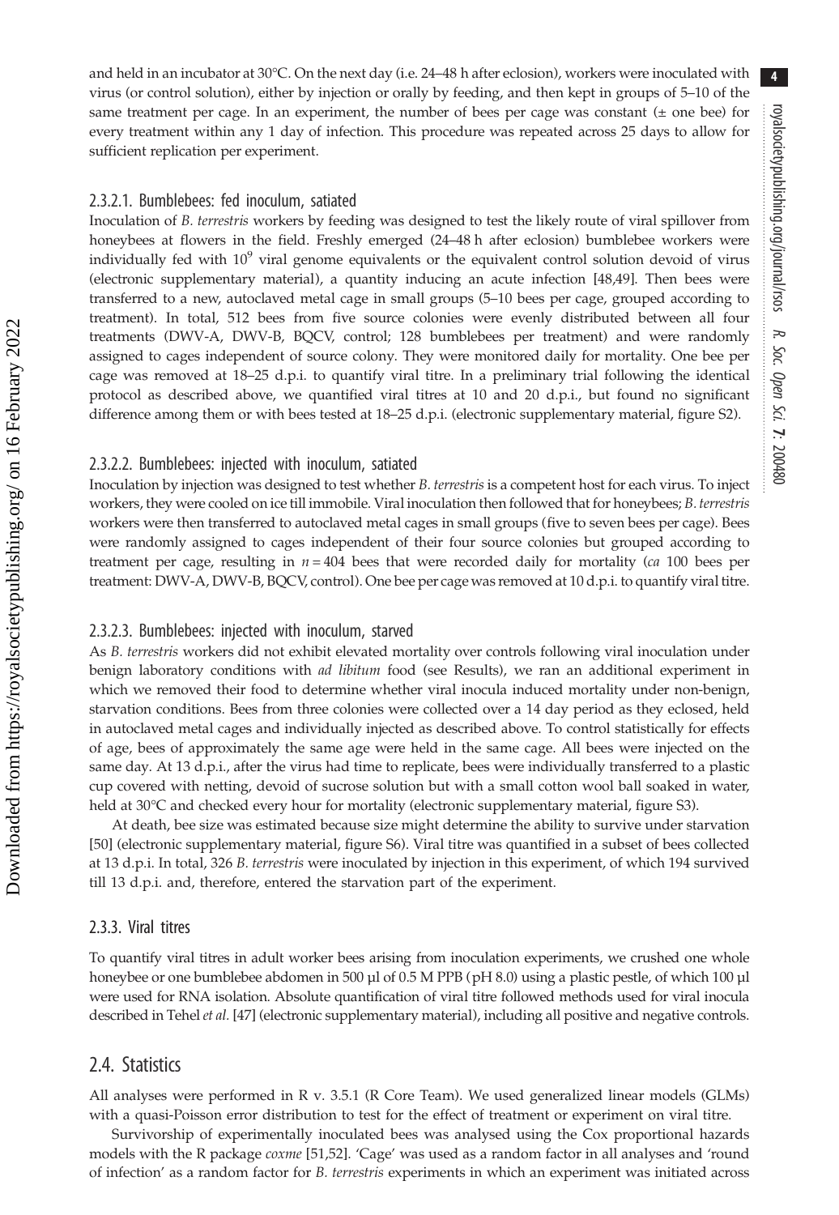and held in an incubator at 30°C. On the next day (i.e. 24–48 h after eclosion), workers were inoculated with virus (or control solution), either by injection or orally by feeding, and then kept in groups of 5–10 of the same treatment per cage. In an experiment, the number of bees per cage was constant (± one bee) for every treatment within any 1 day of infection. This procedure was repeated across 25 days to allow for sufficient replication per experiment.

#### 2.3.2.1. Bumblebees: fed inoculum, satiated

Inoculation of *B. terrestris* workers by feeding was designed to test the likely route of viral spillover from honeybees at flowers in the field. Freshly emerged (24–48 h after eclosion) bumblebee workers were individually fed with $10^9$ viral genome equivalents or the equivalent control solution devoid of virus (electronic supplementary material), a quantity inducing an acute infection [48,49]. Then bees were transferred to a new, autoclaved metal cage in small groups (5–10 bees per cage, grouped according to treatment). In total, 512 bees from five source colonies were evenly distributed between all four treatments (DWV-A, DWV-B, BQCV, control; 128 bumblebees per treatment) and were randomly assigned to cages independent of source colony. They were monitored daily for mortality. One bee per cage was removed at 18–25 d.p.i. to quantify viral titre. In a preliminary trial following the identical protocol as described above, we quantified viral titres at 10 and 20 d.p.i., but found no significant difference among them or with bees tested at 18–25 d.p.i. (electronic supplementary material, figure S2).

#### 2.3.2.2. Bumblebees: injected with inoculum, satiated

Inoculation by injection was designed to test whether *B. terrestris* is a competent host for each virus. To inject workers, they were cooled on ice till immobile. Viral inoculation then followed that for honeybees; *B. terrestris* workers were then transferred to autoclaved metal cages in small groups (five to seven bees per cage). Bees were randomly assigned to cages independent of their four source colonies but grouped according to treatment per cage, resulting in $n = 404$ bees that were recorded daily for mortality (*ca* 100 bees per treatment: DWV-A, DWV-B, BQCV, control). One bee per cage was removed at 10 d.p.i. to quantify viral titre.

#### 2.3.2.3. Bumblebees: injected with inoculum, starved

As *B. terrestris* workers did not exhibit elevated mortality over controls following viral inoculation under benign laboratory conditions with *ad libitum* food (see Results), we ran an additional experiment in which we removed their food to determine whether viral inocula induced mortality under non-benign, starvation conditions. Bees from three colonies were collected over a 14 day period as they eclosed, held in autoclaved metal cages and individually injected as described above. To control statistically for effects of age, bees of approximately the same age were held in the same cage. All bees were injected on the same day. At 13 d.p.i., after the virus had time to replicate, bees were individually transferred to a plastic cup covered with netting, devoid of sucrose solution but with a small cotton wool ball soaked in water, held at 30°C and checked every hour for mortality (electronic supplementary material, figure S3).

At death, bee size was estimated because size might determine the ability to survive under starvation [50] (electronic supplementary material, figure S6). Viral titre was quantified in a subset of bees collected at 13 d.p.i. In total, 326 *B. terrestris* were inoculated by injection in this experiment, of which 194 survived till 13 d.p.i. and, therefore, entered the starvation part of the experiment.

### 2.3.3. Viral titres

To quantify viral titres in adult worker bees arising from inoculation experiments, we crushed one whole honeybee or one bumblebee abdomen in 500 µl of 0.5 M PPB (pH 8.0) using a plastic pestle, of which 100 µl were used for RNA isolation. Absolute quantification of viral titre followed methods used for viral inocula described in Tehel *et al*. [47] (electronic supplementary material), including all positive and negative controls.

## 2.4. Statistics

All analyses were performed in R v. 3.5.1 (R Core Team). We used generalized linear models (GLMs) with a quasi-Poisson error distribution to test for the effect of treatment or experiment on viral titre.

Survivorship of experimentally inoculated bees was analysed using the Cox proportional hazards models with the R package *coxme* [51,52]. 'Cage' was used as a random factor in all analyses and 'round of infection' as a random factor for *B. terrestris* experiments in which an experiment was initiated across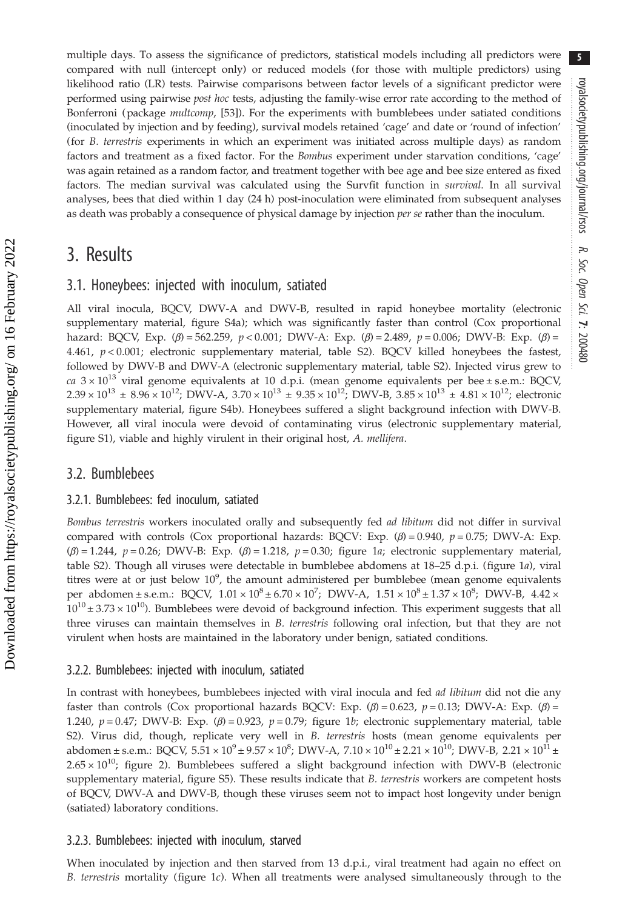multiple days. To assess the significance of predictors, statistical models including all predictors were compared with null (intercept only) or reduced models (for those with multiple predictors) using likelihood ratio (LR) tests. Pairwise comparisons between factor levels of a significant predictor were performed using pairwise *post hoc* tests, adjusting the family-wise error rate according to the method of Bonferroni (package *multcomp*, [53]). For the experiments with bumblebees under satiated conditions (inoculated by injection and by feeding), survival models retained 'cage' and date or 'round of infection' (for *B. terrestris* experiments in which an experiment was initiated across multiple days) as random factors and treatment as a fixed factor. For the *Bombus* experiment under starvation conditions, 'cage' was again retained as a random factor, and treatment together with bee age and bee size entered as fixed factors. The median survival was calculated using the Survfit function in *survival*. In all survival analyses, bees that died within 1 day (24 h) post-inoculation were eliminated from subsequent analyses as death was probably a consequence of physical damage by injection *per se* rather than the inoculum.

# 3. Results

## 3.1. Honeybees: injected with inoculum, satiated

All viral inocula, BQCV, DWV-A and DWV-B, resulted in rapid honeybee mortality (electronic supplementary material, figure S4a); which was significantly faster than control (Cox proportional hazard: BQCV, Exp. ($\beta$) = 562.259, $p < 0.001$; DWV-A: Exp. ($\beta$) = 2.489, $p = 0.006$; DWV-B: Exp. ($\beta$) = 4.461, $p < 0.001$; electronic supplementary material, table S2). BQCV killed honeybees the fastest, followed by DWV-B and DWV-A (electronic supplementary material, table S2). Injected virus grew to *ca* $3 \times 10^{13}$ viral genome equivalents at 10 d.p.i. (mean genome equivalents per bee ± s.e.m.: BQCV, $2.39 \times 10^{13} \pm 8.96 \times 10^{12}$; DWV-A, $3.70 \times 10^{13} \pm 9.35 \times 10^{12}$; DWV-B, $3.85 \times 10^{13} \pm 4.81 \times 10^{12}$; electronic supplementary material, figure S4b). Honeybees suffered a slight background infection with DWV-B. However, all viral inocula were devoid of contaminating virus (electronic supplementary material, figure S1), viable and highly virulent in their original host, *A. mellifera*.

## 3.2. Bumblebees

### 3.2.1. Bumblebees: fed inoculum, satiated

*Bombus terrestris* workers inoculated orally and subsequently fed *ad libitum* did not differ in survival compared with controls (Cox proportional hazards: BQCV: Exp. ($\beta$) = 0.940, $p = 0.75$; DWV-A: Exp. ($\beta$) = 1.244, $p = 0.26$; DWV-B: Exp. ($\beta$) = 1.218, $p = 0.30$; figure 1*a*; electronic supplementary material, table S2). Though all viruses were detectable in bumblebee abdomens at 18–25 d.p.i. (figure 1*a*), viral titres were at or just below $10^9$, the amount administered per bumblebee (mean genome equivalents per abdomen ± s.e.m.: BQCV, $1.01 \times 10^8 \pm 6.70 \times 10^7$; DWV-A, $1.51 \times 10^8 \pm 1.37 \times 10^8$; DWV-B, $4.42 \times 10^{10} \pm 3.73 \times 10^{10}$). Bumblebees were devoid of background infection. This experiment suggests that all three viruses can maintain themselves in *B. terrestris* following oral infection, but that they are not virulent when hosts are maintained in the laboratory under benign, satiated conditions.

### 3.2.2. Bumblebees: injected with inoculum, satiated

In contrast with honeybees, bumblebees injected with viral inocula and fed *ad libitum* did not die any faster than controls (Cox proportional hazards BQCV: Exp. ($\beta$) = 0.623, $p = 0.13$; DWV-A: Exp. ($\beta$) = 1.240, $p = 0.47$; DWV-B: Exp. ($\beta$) = 0.923, $p = 0.79$; figure 1*b*; electronic supplementary material, table S2). Virus did, though, replicate very well in *B. terrestris* hosts (mean genome equivalents per abdomen ± s.e.m.: BQCV, $5.51 \times 10^9 \pm 9.57 \times 10^8$; DWV-A, $7.10 \times 10^{10} \pm 2.21 \times 10^{10}$; DWV-B, $2.21 \times 10^{11} \pm 2.65 \times 10^{10}$; figure 2). Bumblebees suffered a slight background infection with DWV-B (electronic supplementary material, figure S5). These results indicate that *B. terrestris* workers are competent hosts of BQCV, DWV-A and DWV-B, though these viruses seem not to impact host longevity under benign (satiated) laboratory conditions.

### 3.2.3. Bumblebees: injected with inoculum, starved

When inoculated by injection and then starved from 13 d.p.i., viral treatment had again no effect on *B. terrestris* mortality (figure 1*c*). When all treatments were analysed simultaneously through to the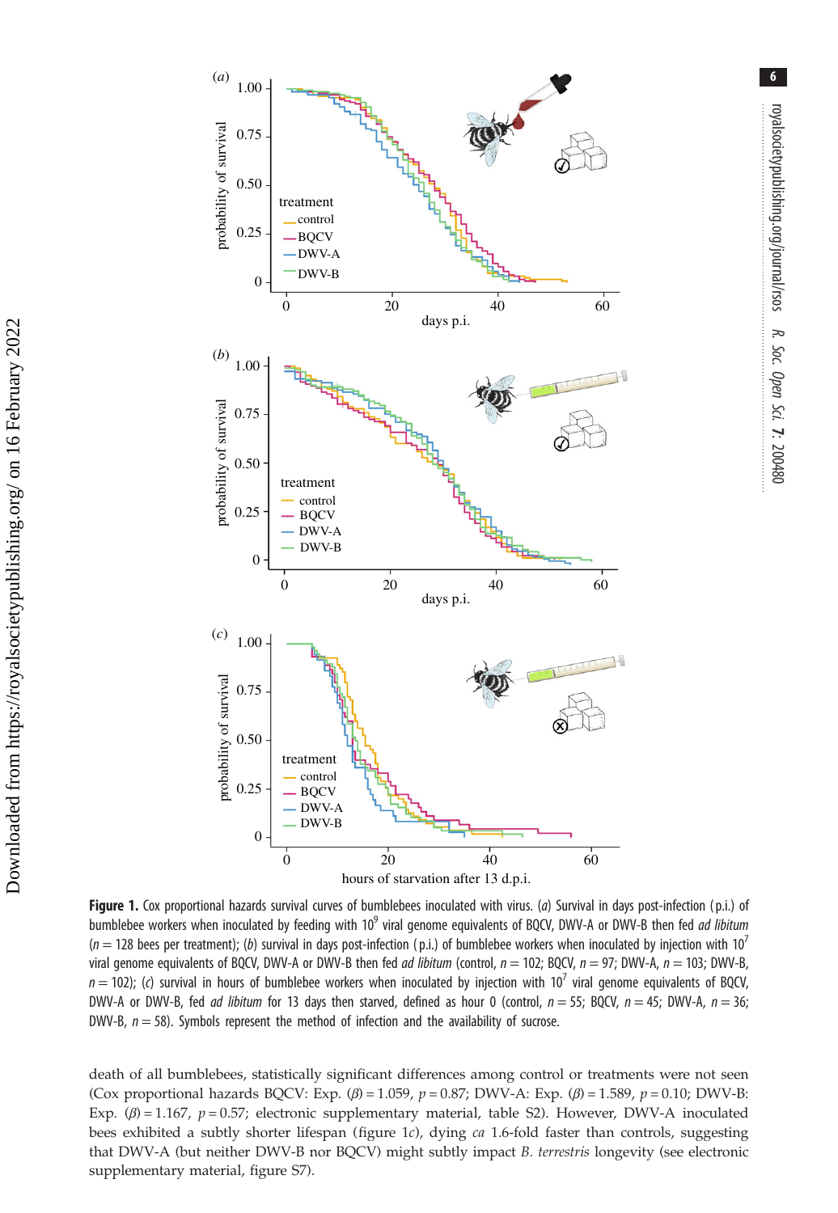**Figure 1.** Cox proportional hazards survival curves of bumblebees inoculated with virus. (*a*) Survival in days post-infection (p.i.) of bumblebee workers when inoculated by feeding with $10^9$ viral genome equivalents of BQCV, DWV-A or DWV-B then fed *ad libitum* ($n = 128$ bees per treatment); (*b*) survival in days post-infection (p.i.) of bumblebee workers when inoculated by injection with $10^7$ viral genome equivalents of BQCV, DWV-A or DWV-B then fed *ad libitum* (control, $n = 102$; BQCV, $n = 97$; DWV-A, $n = 103$; DWV-B, $n = 102$); (*c*) survival in hours of bumblebee workers when inoculated by injection with $10^7$ viral genome equivalents of BQCV, DWV-A or DWV-B, fed *ad libitum* for 13 days then starved, defined as hour 0 (control, $n = 55$; BQCV, $n = 45$; DWV-A, $n = 36$; DWV-B, $n = 58$). Symbols represent the method of infection and the availability of sucrose.

death of all bumblebees, statistically significant differences among control or treatments were not seen (Cox proportional hazards BQCV: Exp. $(\beta) = 1.059$, $p = 0.87$; DWV-A: Exp. $(\beta) = 1.589$, $p = 0.10$; DWV-B: Exp. $(\beta) = 1.167$, $p = 0.57$; electronic supplementary material, table S2). However, DWV-A inoculated bees exhibited a subtly shorter lifespan (figure 1*c*), dying *ca* 1.6-fold faster than controls, suggesting that DWV-A (but neither DWV-B nor BQCV) might subtly impact *B. terrestris* longevity (see electronic supplementary material, figure S7).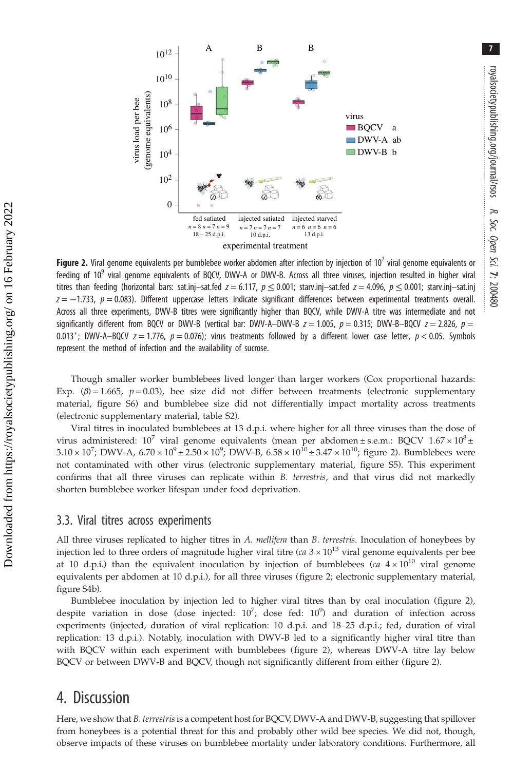**Figure 2.** Viral genome equivalents per bumblebee worker abdomen after infection by injection of $10^7$ viral genome equivalents or feeding of $10^9$ viral genome equivalents of BQCV, DWV-A or DWV-B. Across all three viruses, injection resulted in higher viral titres than feeding (horizontal bars: sat.inj–sat.fed $z = 6.117$, $p \leq 0.001$; starv.inj–sat.fed $z = 4.096$, $p \leq 0.001$; starv.inj–sat.inj $z = -1.733$, $p = 0.083$). Different uppercase letters indicate significant differences between experimental treatments overall. Across all three experiments, DWV-B titres were significantly higher than BQCV, while DWV-A titre was intermediate and not significantly different from BQCV or DWV-B (vertical bar: DWV-A–DWV-B $z = 1.005$, $p = 0.315$; DWV-B–BQCV $z = 2.826$, $p = 0.013$*; DWV-A–BQCV $z = 1.776$, $p = 0.076$); virus treatments followed by a different lower case letter, $p < 0.05$. Symbols represent the method of infection and the availability of sucrose.

Though smaller worker bumblebees lived longer than larger workers (Cox proportional hazards: Exp. $(\beta) = 1.665$, $p = 0.03$), bee size did not differ between treatments (electronic supplementary material, figure S6) and bumblebee size did not differentially impact mortality across treatments (electronic supplementary material, table S2).

Viral titres in inoculated bumblebees at 13 d.p.i. where higher for all three viruses than the dose of virus administered: $10^7$ viral genome equivalents (mean per abdomen ± s.e.m.: BQCV $1.67 \times 10^8 \pm 3.10 \times 10^7$; DWV-A, $6.70 \times 10^9 \pm 2.50 \times 10^9$; DWV-B, $6.58 \times 10^{10} \pm 3.47 \times 10^{10}$; figure 2). Bumblebees were not contaminated with other virus (electronic supplementary material, figure S5). This experiment confirms that all three viruses can replicate within *B. terrestris*, and that virus did not markedly shorten bumblebee worker lifespan under food deprivation.

## 3.3. Viral titres across experiments

All three viruses replicated to higher titres in *A. mellifera* than *B. terrestris*. Inoculation of honeybees by injection led to three orders of magnitude higher viral titre (*ca* $3 \times 10^{13}$ viral genome equivalents per bee at 10 d.p.i.) than the equivalent inoculation by injection of bumblebees (*ca* $4 \times 10^{10}$ viral genome equivalents per abdomen at 10 d.p.i.), for all three viruses (figure 2; electronic supplementary material, figure S4b).

Bumblebee inoculation by injection led to higher viral titres than by oral inoculation (figure 2), despite variation in dose (dose injected: $10^7$; dose fed: $10^9$) and duration of infection across experiments (injected, duration of viral replication: 10 d.p.i. and 18–25 d.p.i.; fed, duration of viral replication: 13 d.p.i.). Notably, inoculation with DWV-B led to a significantly higher viral titre than with BQCV within each experiment with bumblebees (figure 2), whereas DWV-A titre lay below BQCV or between DWV-B and BQCV, though not significantly different from either (figure 2).

# 4. Discussion

Here, we show that *B. terrestris* is a competent host for BQCV, DWV-A and DWV-B, suggesting that spillover from honeybees is a potential threat for this and probably other wild bee species. We did not, though, observe impacts of these viruses on bumblebee mortality under laboratory conditions. Furthermore, all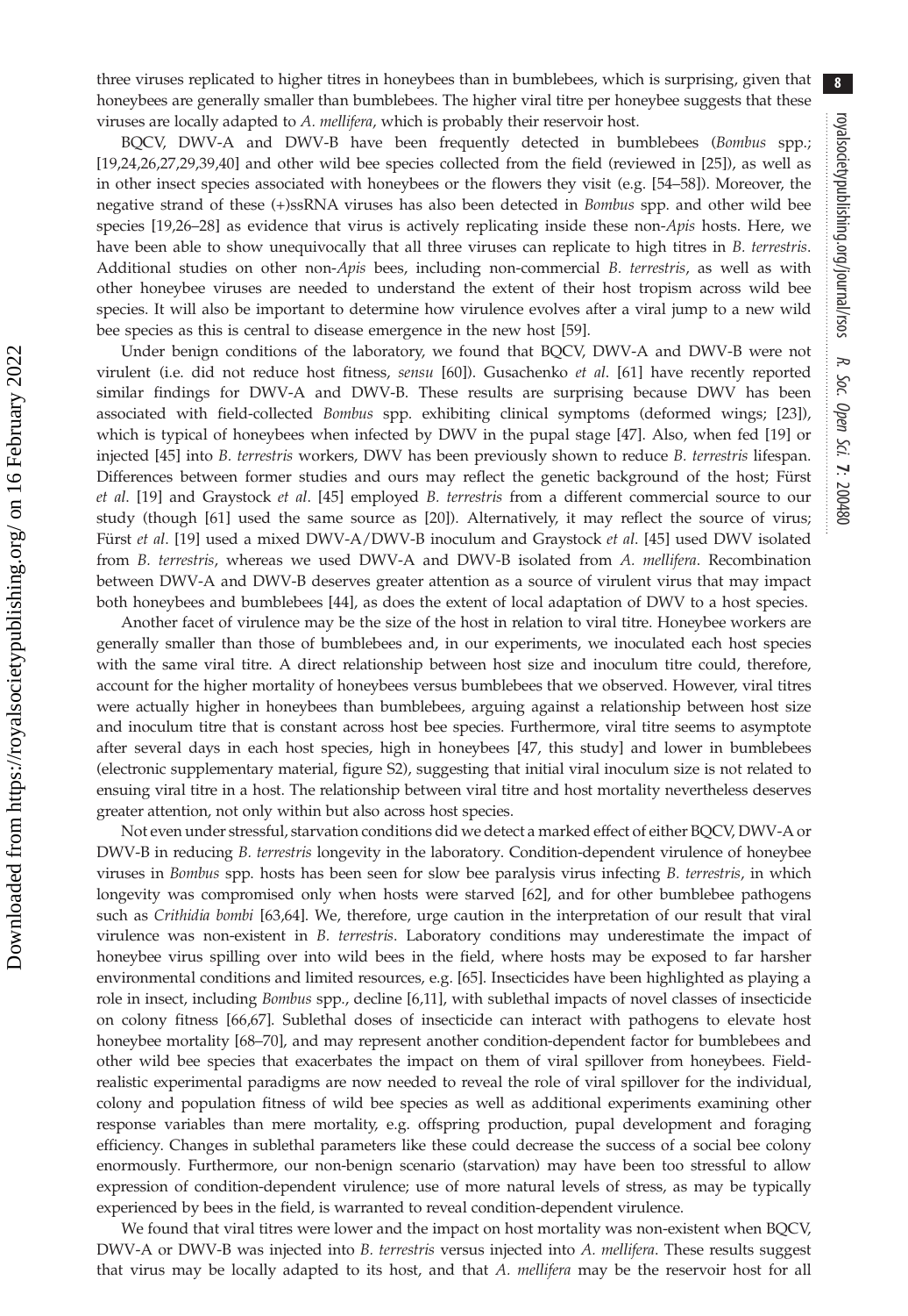three viruses replicated to higher titres in honeybees than in bumblebees, which is surprising, given that honeybees are generally smaller than bumblebees. The higher viral titre per honeybee suggests that these viruses are locally adapted to *A. mellifera*, which is probably their reservoir host.

BQCV, DWV-A and DWV-B have been frequently detected in bumblebees (*Bombus* spp.; [19,24,26,27,29,39,40] and other wild bee species collected from the field (reviewed in [25]), as well as in other insect species associated with honeybees or the flowers they visit (e.g. [54–58]). Moreover, the negative strand of these (+)ssRNA viruses has also been detected in *Bombus* spp. and other wild bee species [19,26–28] as evidence that virus is actively replicating inside these non-*Apis* hosts. Here, we have been able to show unequivocally that all three viruses can replicate to high titres in *B. terrestris*. Additional studies on other non-*Apis* bees, including non-commercial *B. terrestris*, as well as with other honeybee viruses are needed to understand the extent of their host tropism across wild bee species. It will also be important to determine how virulence evolves after a viral jump to a new wild bee species as this is central to disease emergence in the new host [59].

Under benign conditions of the laboratory, we found that BQCV, DWV-A and DWV-B were not virulent (i.e. did not reduce host fitness, *sensu* [60]). Gusachenko *et al.* [61] have recently reported similar findings for DWV-A and DWV-B. These results are surprising because DWV has been associated with field-collected *Bombus* spp. exhibiting clinical symptoms (deformed wings; [23]), which is typical of honeybees when infected by DWV in the pupal stage [47]. Also, when fed [19] or injected [45] into *B. terrestris* workers, DWV has been previously shown to reduce *B. terrestris* lifespan. Differences between former studies and ours may reflect the genetic background of the host; Fürst *et al.* [19] and Graystock *et al.* [45] employed *B. terrestris* from a different commercial source to our study (though [61] used the same source as [20]). Alternatively, it may reflect the source of virus; Fürst *et al.* [19] used a mixed DWV-A/DWV-B inoculum and Graystock *et al.* [45] used DWV isolated from *B. terrestris*, whereas we used DWV-A and DWV-B isolated from *A. mellifera*. Recombination between DWV-A and DWV-B deserves greater attention as a source of virulent virus that may impact both honeybees and bumblebees [44], as does the extent of local adaptation of DWV to a host species.

Another facet of virulence may be the size of the host in relation to viral titre. Honeybee workers are generally smaller than those of bumblebees and, in our experiments, we inoculated each host species with the same viral titre. A direct relationship between host size and inoculum titre could, therefore, account for the higher mortality of honeybees versus bumblebees that we observed. However, viral titres were actually higher in honeybees than bumblebees, arguing against a relationship between host size and inoculum titre that is constant across host bee species. Furthermore, viral titre seems to asymptote after several days in each host species, high in honeybees [47, this study] and lower in bumblebees (electronic supplementary material, figure S2), suggesting that initial viral inoculum size is not related to ensuing viral titre in a host. The relationship between viral titre and host mortality nevertheless deserves greater attention, not only within but also across host species.

Not even under stressful, starvation conditions did we detect a marked effect of either BQCV, DWV-A or DWV-B in reducing *B. terrestris* longevity in the laboratory. Condition-dependent virulence of honeybee viruses in *Bombus* spp. hosts has been seen for slow bee paralysis virus infecting *B. terrestris*, in which longevity was compromised only when hosts were starved [62], and for other bumblebee pathogens such as *Crithidia bombi* [63,64]. We, therefore, urge caution in the interpretation of our result that viral virulence was non-existent in *B. terrestris*. Laboratory conditions may underestimate the impact of honeybee virus spilling over into wild bees in the field, where hosts may be exposed to far harsher environmental conditions and limited resources, e.g. [65]. Insecticides have been highlighted as playing a role in insect, including *Bombus* spp., decline [6,11], with sublethal impacts of novel classes of insecticide on colony fitness [66,67]. Sublethal doses of insecticide can interact with pathogens to elevate host honeybee mortality [68–70], and may represent another condition-dependent factor for bumblebees and other wild bee species that exacerbates the impact on them of viral spillover from honeybees. Field-realistic experimental paradigms are now needed to reveal the role of viral spillover for the individual, colony and population fitness of wild bee species as well as additional experiments examining other response variables than mere mortality, e.g. offspring production, pupal development and foraging efficiency. Changes in sublethal parameters like these could decrease the success of a social bee colony enormously. Furthermore, our non-benign scenario (starvation) may have been too stressful to allow expression of condition-dependent virulence; use of more natural levels of stress, as may be typically experienced by bees in the field, is warranted to reveal condition-dependent virulence.

We found that viral titres were lower and the impact on host mortality was non-existent when BQCV, DWV-A or DWV-B was injected into *B. terrestris* versus injected into *A. mellifera*. These results suggest that virus may be locally adapted to its host, and that *A. mellifera* may be the reservoir host for all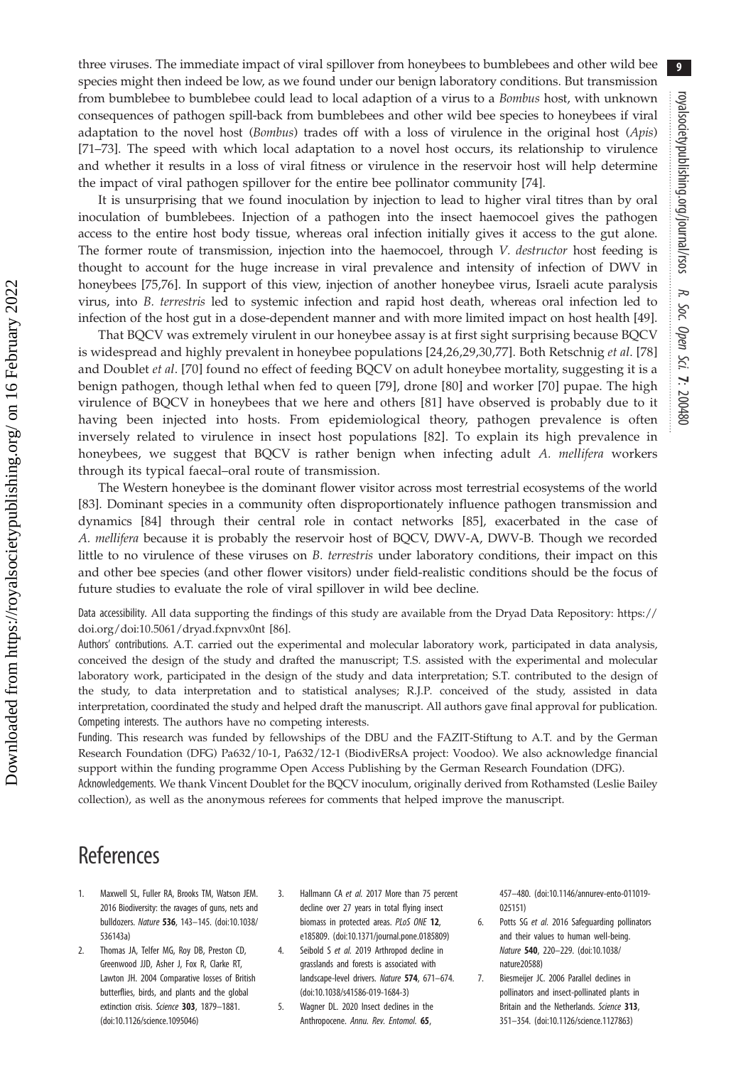three viruses. The immediate impact of viral spillover from honeybees to bumblebees and other wild bee species might then indeed be low, as we found under our benign laboratory conditions. But transmission from bumblebee to bumblebee could lead to local adaption of a virus to a *Bombus* host, with unknown consequences of pathogen spill-back from bumblebees and other wild bee species to honeybees if viral adaptation to the novel host (*Bombus*) trades off with a loss of virulence in the original host (*Apis*) [71–73]. The speed with which local adaptation to a novel host occurs, its relationship to virulence and whether it results in a loss of viral fitness or virulence in the reservoir host will help determine the impact of viral pathogen spillover for the entire bee pollinator community [74].

It is unsurprising that we found inoculation by injection to lead to higher viral titres than by oral inoculation of bumblebees. Injection of a pathogen into the insect haemocoel gives the pathogen access to the entire host body tissue, whereas oral infection initially gives it access to the gut alone. The former route of transmission, injection into the haemocoel, through *V. destructor* host feeding is thought to account for the huge increase in viral prevalence and intensity of infection of DWV in honeybees [75,76]. In support of this view, injection of another honeybee virus, Israeli acute paralysis virus, into *B. terrestris* led to systemic infection and rapid host death, whereas oral infection led to infection of the host gut in a dose-dependent manner and with more limited impact on host health [49].

That BQCV was extremely virulent in our honeybee assay is at first sight surprising because BQCV is widespread and highly prevalent in honeybee populations [24,26,29,30,77]. Both Retschnig *et al*. [78] and Doublet *et al*. [70] found no effect of feeding BQCV on adult honeybee mortality, suggesting it is a benign pathogen, though lethal when fed to queen [79], drone [80] and worker [70] pupae. The high virulence of BQCV in honeybees that we here and others [81] have observed is probably due to it having been injected into hosts. From epidemiological theory, pathogen prevalence is often inversely related to virulence in insect host populations [82]. To explain its high prevalence in honeybees, we suggest that BQCV is rather benign when infecting adult *A. mellifera* workers through its typical faecal–oral route of transmission.

The Western honeybee is the dominant flower visitor across most terrestrial ecosystems of the world [83]. Dominant species in a community often disproportionately influence pathogen transmission and dynamics [84] through their central role in contact networks [85], exacerbated in the case of *A. mellifera* because it is probably the reservoir host of BQCV, DWV-A, DWV-B. Though we recorded little to no virulence of these viruses on *B. terrestris* under laboratory conditions, their impact on this and other bee species (and other flower visitors) under field-realistic conditions should be the focus of future studies to evaluate the role of viral spillover in wild bee decline.

Data accessibility. All data supporting the findings of this study are available from the Dryad Data Repository: https://doi.org/doi:10.5061/dryad.fxpnvx0nt [86].

Authors' contributions. A.T. carried out the experimental and molecular laboratory work, participated in data analysis, conceived the design of the study and drafted the manuscript; T.S. assisted with the experimental and molecular laboratory work, participated in the design of the study and data interpretation; S.T. contributed to the design of the study, to data interpretation and to statistical analyses; R.J.P. conceived of the study, assisted in data interpretation, coordinated the study and helped draft the manuscript. All authors gave final approval for publication.

Competing interests. The authors have no competing interests.

Funding. This research was funded by fellowships of the DBU and the FAZIT-Stiftung to A.T. and by the German Research Foundation (DFG) Pa632/10-1, Pa632/12-1 (BiodivERsA project: Voodoo). We also acknowledge financial support within the funding programme Open Access Publishing by the German Research Foundation (DFG).

Acknowledgements. We thank Vincent Doublet for the BQCV inoculum, originally derived from Rothamsted (Leslie Bailey collection), as well as the anonymous referees for comments that helped improve the manuscript.

# References

1. Maxwell SL, Fuller RA, Brooks TM, Watson JEM. 2016 Biodiversity: the ravages of guns, nets and bulldozers. *Nature* **536**, 143–145. (doi:10.1038/536143a)
2. Thomas JA, Telfer MG, Roy DB, Preston CD, Greenwood JJD, Asher J, Fox R, Clarke RT, Lawton JH. 2004 Comparative losses of British butterflies, birds, and plants and the global extinction crisis. *Science* **303**, 1879–1881. (doi:10.1126/science.1095046)
3. Hallmann CA *et al.* 2017 More than 75 percent decline over 27 years in total flying insect biomass in protected areas. *PLoS ONE* **12**, e185809. (doi:10.1371/journal.pone.0185809)
4. Seibold S *et al.* 2019 Arthropod decline in grasslands and forests is associated with landscape-level drivers. *Nature* **574**, 671–674. (doi:10.1038/s41586-019-1684-3)
5. Wagner DL. 2020 Insect declines in the Anthropocene. *Annu. Rev. Entomol.* **65**, 457–480. (doi:10.1146/annurev-ento-011019-025151)
6. Potts SG *et al.* 2016 Safeguarding pollinators and their values to human well-being. *Nature* **540**, 220–229. (doi:10.1038/nature20588)
7. Biesmeijer JC. 2006 Parallel declines in pollinators and insect-pollinated plants in Britain and the Netherlands. *Science* **313**, 351–354. (doi:10.1126/science.1127863)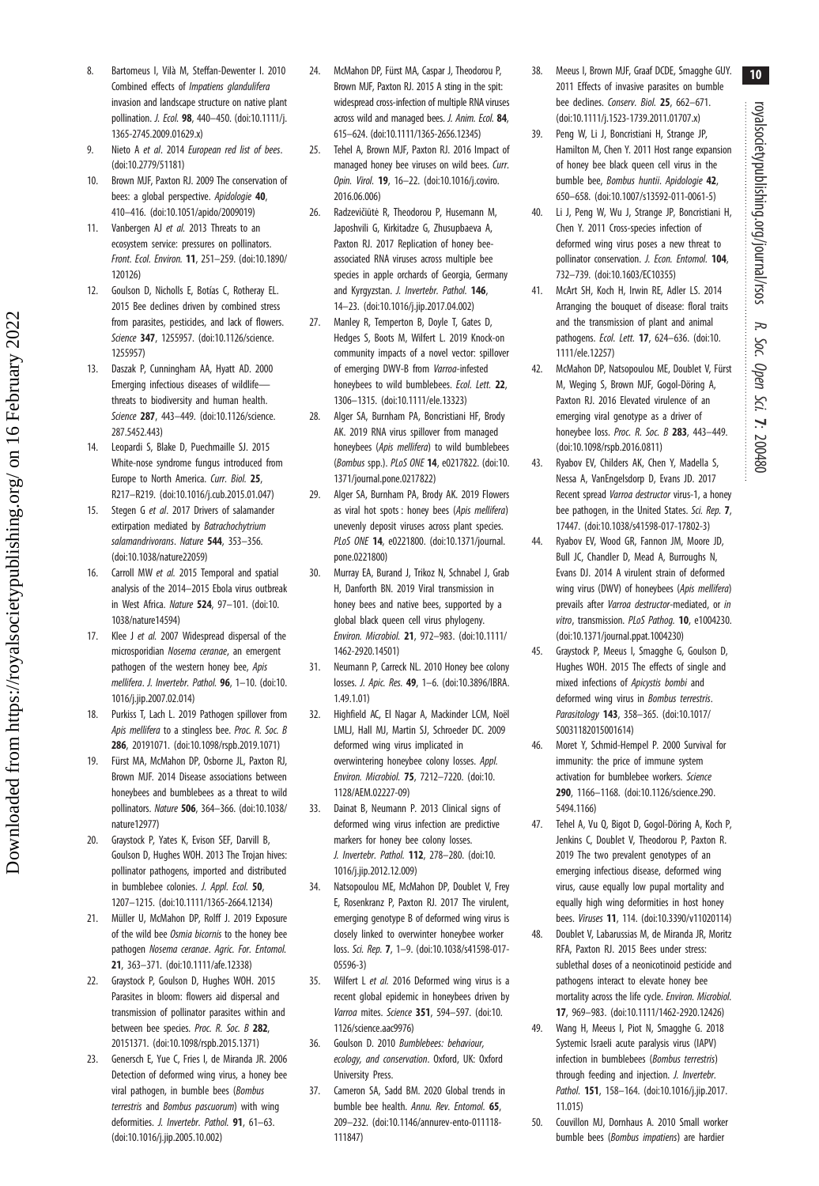8. Bartomeus I, Vilà M, Steffan-Dewenter I. 2010 Combined effects of *Impatiens glandulifera* invasion and landscape structure on native plant pollination. *J. Ecol.* **98**, 440–450. (doi:10.1111/j.1365-2745.2009.01629.x)
9. Nieto A *et al*. 2014 *European red list of bees*. (doi:10.2779/51181)
10. Brown MJF, Paxton RJ. 2009 The conservation of bees: a global perspective. *Apidologie* **40**, 410–416. (doi:10.1051/apido/2009019)
11. Vanbergen AJ *et al*. 2013 Threats to an ecosystem service: pressures on pollinators. *Front. Ecol. Environ.* **11**, 251–259. (doi:10.1890/120126)
12. Goulson D, Nicholls E, Botías C, Rotheray EL. 2015 Bee declines driven by combined stress from parasites, pesticides, and lack of flowers. *Science* **347**, 1255957. (doi:10.1126/science.1255957)
13. Daszak P, Cunningham AA, Hyatt AD. 2000 Emerging infectious diseases of wildlife—threats to biodiversity and human health. *Science* **287**, 443–449. (doi:10.1126/science.287.5452.443)
14. Leopardi S, Blake D, Puechmaille SJ. 2015 White-nose syndrome fungus introduced from Europe to North America. *Curr. Biol.* **25**, R217–R219. (doi:10.1016/j.cub.2015.01.047)
15. Stegen G *et al*. 2017 Drivers of salamander extirpation mediated by *Batrachochytrium salamandrivorans*. *Nature* **544**, 353–356. (doi:10.1038/nature22059)
16. Carroll MW *et al*. 2015 Temporal and spatial analysis of the 2014–2015 Ebola virus outbreak in West Africa. *Nature* **524**, 97–101. (doi:10.1038/nature14594)
17. Klee J *et al*. 2007 Widespread dispersal of the microsporidian *Nosema ceranae*, an emergent pathogen of the western honey bee, *Apis mellifera*. *J. Invertebr. Pathol.* **96**, 1–10. (doi:10.1016/j.jip.2007.02.014)
18. Purkiss T, Lach L. 2019 Pathogen spillover from *Apis mellifera* to a stingless bee. *Proc. R. Soc. B* **286**, 20191071. (doi:10.1098/rspb.2019.1071)
19. Fürst MA, McMahon DP, Osborne JL, Paxton RJ, Brown MJF. 2014 Disease associations between honeybees and bumblebees as a threat to wild pollinators. *Nature* **506**, 364–366. (doi:10.1038/nature12977)
20. Graystock P, Yates K, Evison SEF, Darvill B, Goulson D, Hughes WOH. 2013 The Trojan hives: pollinator pathogens, imported and distributed in bumblebee colonies. *J. Appl. Ecol.* **50**, 1207–1215. (doi:10.1111/1365-2664.12134)
21. Müller U, McMahon DP, Rolff J. 2019 Exposure of the wild bee *Osmia bicornis* to the honey bee pathogen *Nosema ceranae*. *Agric. For. Entomol.* **21**, 363–371. (doi:10.1111/afe.12338)
22. Graystock P, Goulson D, Hughes WOH. 2015 Parasites in bloom: flowers aid dispersal and transmission of pollinator parasites within and between bee species. *Proc. R. Soc. B* **282**, 20151371. (doi:10.1098/rspb.2015.1371)
23. Genersch E, Yue C, Fries I, de Miranda JR. 2006 Detection of deformed wing virus, a honey bee viral pathogen, in bumble bees (*Bombus terrestris* and *Bombus pascuorum*) with wing deformities. *J. Invertebr. Pathol.* **91**, 61–63. (doi:10.1016/j.jip.2005.10.002)
24. McMahon DP, Fürst MA, Caspar J, Theodorou P, Brown MJF, Paxton RJ. 2015 A sting in the spit: widespread cross-infection of multiple RNA viruses across wild and managed bees. *J. Anim. Ecol.* **84**, 615–624. (doi:10.1111/1365-2656.12345)
25. Tehel A, Brown MJF, Paxton RJ. 2016 Impact of managed honey bee viruses on wild bees. *Curr. Opin. Virol.* **19**, 16–22. (doi:10.1016/j.coviro.2016.06.006)
26. Radzevičiūtė R, Theodorou P, Husemann M, Japoshvili G, Kirkitadze G, Zhusupbaeva A, Paxton RJ. 2017 Replication of honey bee-associated RNA viruses across multiple bee species in apple orchards of Georgia, Germany and Kyrgyzstan. *J. Invertebr. Pathol.* **146**, 14–23. (doi:10.1016/j.jip.2017.04.002)
27. Manley R, Temperton B, Doyle T, Gates D, Hedges S, Boots M, Wilfert L. 2019 Knock-on community impacts of a novel vector: spillover of emerging DWV-B from *Varroa*-infested honeybees to wild bumblebees. *Ecol. Lett.* **22**, 1306–1315. (doi:10.1111/ele.13323)
28. Alger SA, Burnham PA, Boncristiani HF, Brody AK. 2019 RNA virus spillover from managed honeybees (*Apis mellifera*) to wild bumblebees (*Bombus* spp.). *PLoS ONE* **14**, e0217822. (doi:10.1371/journal.pone.0217822)
29. Alger SA, Burnham PA, Brody AK. 2019 Flowers as viral hot spots : honey bees (*Apis mellifera*) unevenly deposit viruses across plant species. *PLoS ONE* **14**, e0221800. (doi:10.1371/journal.pone.0221800)
30. Murray EA, Burand J, Trikoz N, Schnabel J, Grab H, Danforth BN. 2019 Viral transmission in honey bees and native bees, supported by a global black queen cell virus phylogeny. *Environ. Microbiol.* **21**, 972–983. (doi:10.1111/1462-2920.14501)
31. Neumann P, Carreck NL. 2010 Honey bee colony losses. *J. Apic. Res.* **49**, 1–6. (doi:10.3896/IBRA.1.49.1.01)
32. Highfield AC, El Nagar A, Mackinder LCM, Noël LMLJ, Hall MJ, Martin SJ, Schroeder DC. 2009 deformed wing virus implicated in overwintering honeybee colony losses. *Appl. Environ. Microbiol.* **75**, 7212–7220. (doi:10.1128/AEM.02227-09)
33. Dainat B, Neumann P. 2013 Clinical signs of deformed wing virus infection are predictive markers for honey bee colony losses. *J. Invertebr. Pathol.* **112**, 278–280. (doi:10.1016/j.jip.2012.12.009)
34. Natsopoulou ME, McMahon DP, Doublet V, Frey E, Rosenkranz P, Paxton RJ. 2017 The virulent, emerging genotype B of deformed wing virus is closely linked to overwinter honeybee worker loss. *Sci. Rep.* **7**, 1–9. (doi:10.1038/s41598-017-05596-3)
35. Wilfert L *et al*. 2016 Deformed wing virus is a recent global epidemic in honeybees driven by *Varroa* mites. *Science* **351**, 594–597. (doi:10.1126/science.aac9976)
36. Goulson D. 2010 *Bumblebees: behaviour, ecology, and conservation*. Oxford, UK: Oxford University Press.
37. Cameron SA, Sadd BM. 2020 Global trends in bumble bee health. *Annu. Rev. Entomol.* **65**, 209–232. (doi:10.1146/annurev-ento-011118-111847)
38. Meeus I, Brown MJF, Graaf DCDE, Smagghe GUY. 2011 Effects of invasive parasites on bumble bee declines. *Conserv. Biol.* **25**, 662–671. (doi:10.1111/j.1523-1739.2011.01707.x)
39. Peng W, Li J, Boncristiani H, Strange JP, Hamilton M, Chen Y. 2011 Host range expansion of honey bee black queen cell virus in the bumble bee, *Bombus huntii*. *Apidologie* **42**, 650–658. (doi:10.1007/s13592-011-0061-5)
40. Li J, Peng W, Wu J, Strange JP, Boncristiani H, Chen Y. 2011 Cross-species infection of deformed wing virus poses a new threat to pollinator conservation. *J. Econ. Entomol.* **104**, 732–739. (doi:10.1603/EC10355)
41. McArt SH, Koch H, Irwin RE, Adler LS. 2014 Arranging the bouquet of disease: floral traits and the transmission of plant and animal pathogens. *Ecol. Lett.* **17**, 624–636. (doi:10.1111/ele.12257)
42. McMahon DP, Natsopoulou ME, Doublet V, Fürst M, Weging S, Brown MJF, Gogol-Döring A, Paxton RJ. 2016 Elevated virulence of an emerging viral genotype as a driver of honeybee loss. *Proc. R. Soc. B* **283**, 443–449. (doi:10.1098/rspb.2016.0811)
43. Ryabov EV, Childers AK, Chen Y, Madella S, Nessa A, VanEngelsdorp D, Evans JD. 2017 Recent spread *Varroa destructor* virus-1, a honey bee pathogen, in the United States. *Sci. Rep.* **7**, 17447. (doi:10.1038/s41598-017-17802-3)
44. Ryabov EV, Wood GR, Fannon JM, Moore JD, Bull JC, Chandler D, Mead A, Burroughs N, Evans DJ. 2014 A virulent strain of deformed wing virus (DWV) of honeybees (*Apis mellifera*) prevails after *Varroa destructor*-mediated, or *in vitro*, transmission. *PLoS Pathog.* **10**, e1004230. (doi:10.1371/journal.ppat.1004230)
45. Graystock P, Meeus I, Smagghe G, Goulson D, Hughes WOH. 2015 The effects of single and mixed infections of *Apicystis bombi* and deformed wing virus in *Bombus terrestris*. *Parasitology* **143**, 358–365. (doi:10.1017/S0031182015001614)
46. Moret Y, Schmid-Hempel P. 2000 Survival for immunity: the price of immune system activation for bumblebee workers. *Science* **290**, 1166–1168. (doi:10.1126/science.290.5494.1166)
47. Tehel A, Vu Q, Bigot D, Gogol-Döring A, Koch P, Jenkins C, Doublet V, Theodorou P, Paxton R. 2019 The two prevalent genotypes of an emerging infectious disease, deformed wing virus, cause equally low pupal mortality and equally high wing deformities in host honey bees. *Viruses* **11**, 114. (doi:10.3390/v11020114)
48. Doublet V, Labarussias M, de Miranda JR, Moritz RFA, Paxton RJ. 2015 Bees under stress: sublethal doses of a neonicotinoid pesticide and pathogens interact to elevate honey bee mortality across the life cycle. *Environ. Microbiol.* **17**, 969–983. (doi:10.1111/1462-2920.12426)
49. Wang H, Meeus I, Piot N, Smagghe G. 2018 Systemic Israeli acute paralysis virus (IAPV) infection in bumblebees (*Bombus terrestris*) through feeding and injection. *J. Invertebr. Pathol.* **151**, 158–164. (doi:10.1016/j.jip.2017.11.015)
50. Couvillon MJ, Dornhaus A. 2010 Small worker bumble bees (*Bombus impatiens*) are hardier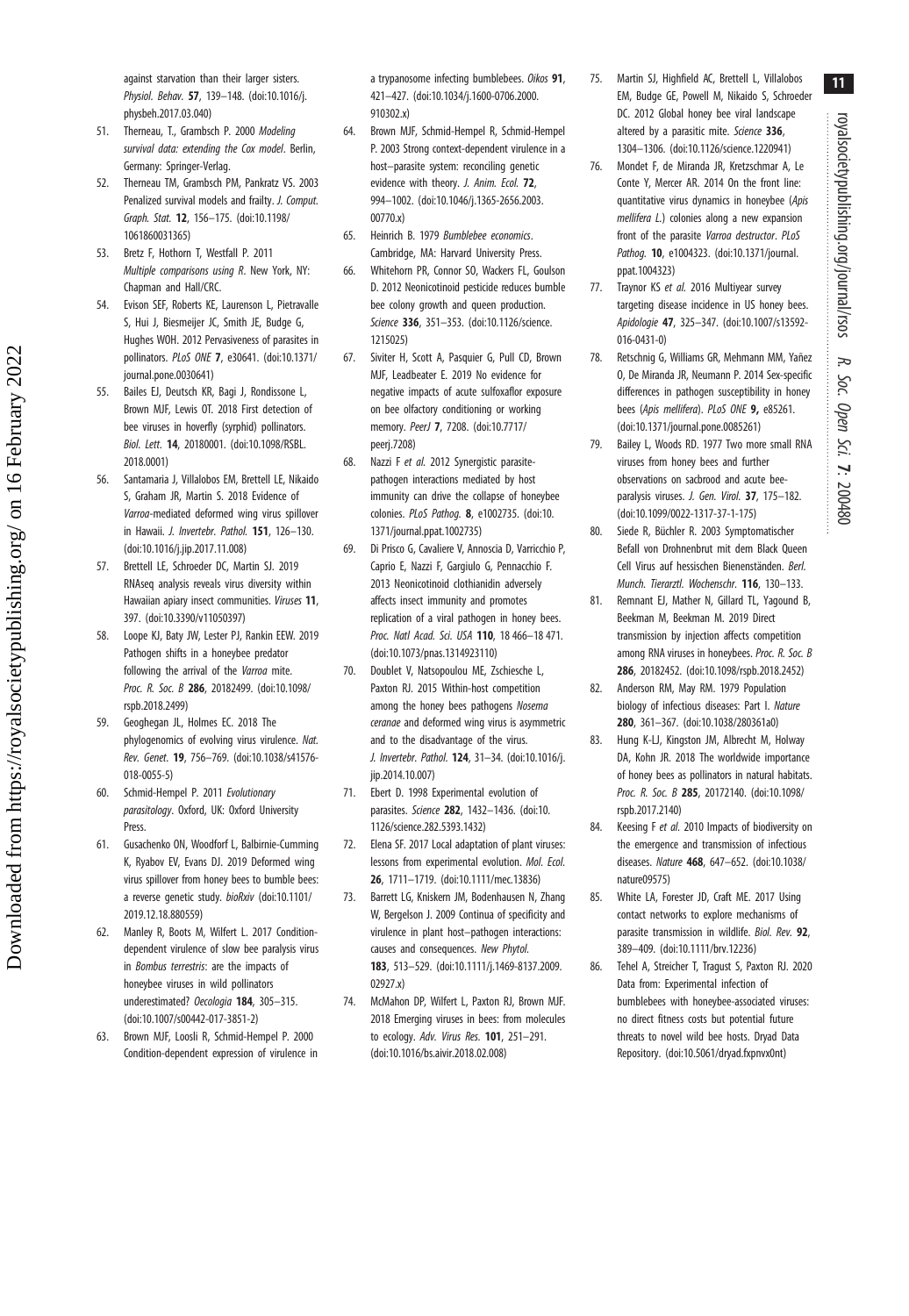against starvation than their larger sisters. *Physiol. Behav.* **57**, 139–148. (doi:10.1016/j.physbeh.2017.03.040)

51. Therneau, T., Grambsch P. 2000 *Modeling survival data: extending the Cox model*. Berlin, Germany: Springer-Verlag.
52. Therneau TM, Grambsch PM, Pankratz VS. 2003 Penalized survival models and frailty. *J. Comput. Graph. Stat.* **12**, 156–175. (doi:10.1198/1061860031365)
53. Bretz F, Hothorn T, Westfall P. 2011 *Multiple comparisons using R*. New York, NY: Chapman and Hall/CRC.
54. Evison SEF, Roberts KE, Laurenson L, Pietravalle S, Hui J, Biesmeijer JC, Smith JE, Budge G, Hughes WOH. 2012 Pervasiveness of parasites in pollinators. *PLoS ONE* **7**, e30641. (doi:10.1371/journal.pone.0030641)
55. Bailes EJ, Deutsch KR, Bagi J, Rondissone L, Brown MJF, Lewis OT. 2018 First detection of bee viruses in hoverfly (syrphid) pollinators. *Biol. Lett.* **14**, 20180001. (doi:10.1098/RSBL.2018.0001)
56. Santamaria J, Villalobos EM, Brettell LE, Nikaido S, Graham JR, Martin S. 2018 Evidence of *Varroa*-mediated deformed wing virus spillover in Hawaii. *J. Invertebr. Pathol.* **151**, 126–130. (doi:10.1016/j.jip.2017.11.008)
57. Brettell LE, Schroeder DC, Martin SJ. 2019 RNAseq analysis reveals virus diversity within Hawaiian apiary insect communities. *Viruses* **11**, 397. (doi:10.3390/v11050397)
58. Loope KJ, Baty JW, Lester PJ, Rankin EEW. 2019 Pathogen shifts in a honeybee predator following the arrival of the *Varroa* mite. *Proc. R. Soc. B* **286**, 20182499. (doi:10.1098/rspb.2018.2499)
59. Geoghegan JL, Holmes EC. 2018 The phylogenomics of evolving virus virulence. *Nat. Rev. Genet.* **19**, 756–769. (doi:10.1038/s41576-018-0055-5)
60. Schmid-Hempel P. 2011 *Evolutionary parasitology*. Oxford, UK: Oxford University Press.
61. Gusachenko ON, Woodforf L, Balbirnie-Cumming K, Ryabov EV, Evans DJ. 2019 Deformed wing virus spillover from honey bees to bumble bees: a reverse genetic study. *bioRxiv* (doi:10.1101/2019.12.18.880559)
62. Manley R, Boots M, Wilfert L. 2017 Condition-dependent virulence of slow bee paralysis virus in *Bombus terrestris*: are the impacts of honeybee viruses in wild pollinators underestimated? *Oecologia* **184**, 305–315. (doi:10.1007/s00442-017-3851-2)
63. Brown MJF, Loosli R, Schmid-Hempel P. 2000 Condition-dependent expression of virulence in a trypanosome infecting bumblebees. *Oikos* **91**, 421–427. (doi:10.1034/j.1600-0706.2000.910302.x)
64. Brown MJF, Schmid-Hempel R, Schmid-Hempel P. 2003 Strong context-dependent virulence in a host–parasite system: reconciling genetic evidence with theory. *J. Anim. Ecol.* **72**, 994–1002. (doi:10.1046/j.1365-2656.2003.00770.x)
65. Heinrich B. 1979 *Bumblebee economics*. Cambridge, MA: Harvard University Press.
66. Whitehorn PR, Connor SO, Wackers FL, Goulson D. 2012 Neonicotinoid pesticide reduces bumble bee colony growth and queen production. *Science* **336**, 351–353. (doi:10.1126/science.1215025)
67. Siviter H, Scott A, Pasquier G, Pull CD, Brown MJF, Leadbeater E. 2019 No evidence for negative impacts of acute sulfoxaflor exposure on bee olfactory conditioning or working memory. *PeerJ* **7**, 7208. (doi:10.7717/peerj.7208)
68. Nazzi F *et al.* 2012 Synergistic parasite-pathogen interactions mediated by host immunity can drive the collapse of honeybee colonies. *PLoS Pathog.* **8**, e1002735. (doi:10.1371/journal.ppat.1002735)
69. Di Prisco G, Cavaliere V, Annoscia D, Varricchio P, Caprio E, Nazzi F, Gargiulo G, Pennacchio F. 2013 Neonicotinoid clothianidin adversely affects insect immunity and promotes replication of a viral pathogen in honey bees. *Proc. Natl Acad. Sci. USA* **110**, 18 466–18 471. (doi:10.1073/pnas.1314923110)
70. Doublet V, Natsopoulou ME, Zschiesche L, Paxton RJ. 2015 Within-host competition among the honey bees pathogens *Nosema ceranae* and deformed wing virus is asymmetric and to the disadvantage of the virus. *J. Invertebr. Pathol.* **124**, 31–34. (doi:10.1016/j.jip.2014.10.007)
71. Ebert D. 1998 Experimental evolution of parasites. *Science* **282**, 1432–1436. (doi:10.1126/science.282.5393.1432)
72. Elena SF. 2017 Local adaptation of plant viruses: lessons from experimental evolution. *Mol. Ecol.* **26**, 1711–1719. (doi:10.1111/mec.13836)
73. Barrett LG, Kniskern JM, Bodenhausen N, Zhang W, Bergelson J. 2009 Continua of specificity and virulence in plant host–pathogen interactions: causes and consequences. *New Phytol.* **183**, 513–529. (doi:10.1111/j.1469-8137.2009.02927.x)
74. McMahon DP, Wilfert L, Paxton RJ, Brown MJF. 2018 Emerging viruses in bees: from molecules to ecology. *Adv. Virus Res.* **101**, 251–291. (doi:10.1016/bs.aivir.2018.02.008)
75. Martin SJ, Highfield AC, Brettell L, Villalobos EM, Budge GE, Powell M, Nikaido S, Schroeder DC. 2012 Global honey bee viral landscape altered by a parasitic mite. *Science* **336**, 1304–1306. (doi:10.1126/science.1220941)
76. Mondet F, de Miranda JR, Kretzschmar A, Le Conte Y, Mercer AR. 2014 On the front line: quantitative virus dynamics in honeybee (*Apis mellifera L.*) colonies along a new expansion front of the parasite *Varroa destructor*. *PLoS Pathog.* **10**, e1004323. (doi:10.1371/journal.ppat.1004323)
77. Traynor KS *et al.* 2016 Multiyear survey targeting disease incidence in US honey bees. *Apidologie* **47**, 325–347. (doi:10.1007/s13592-016-0431-0)
78. Retschnig G, Williams GR, Mehmann MM, Yañez O, De Miranda JR, Neumann P. 2014 Sex-specific differences in pathogen susceptibility in honey bees (*Apis mellifera*). *PLoS ONE* **9,** e85261. (doi:10.1371/journal.pone.0085261)
79. Bailey L, Woods RD. 1977 Two more small RNA viruses from honey bees and further observations on sacbrood and acute bee-paralysis viruses. *J. Gen. Virol.* **37**, 175–182. (doi:10.1099/0022-1317-37-1-175)
80. Siede R, Büchler R. 2003 Symptomatischer Befall von Drohnenbrut mit dem Black Queen Cell Virus auf hessischen Bienenständen. *Berl. Munch. Tierarztl. Wochenschr.* **116**, 130–133.
81. Remnant EJ, Mather N, Gillard TL, Yagound B, Beekman M, Beekman M. 2019 Direct transmission by injection affects competition among RNA viruses in honeybees. *Proc. R. Soc. B* **286**, 20182452. (doi:10.1098/rspb.2018.2452)
82. Anderson RM, May RM. 1979 Population biology of infectious diseases: Part I. *Nature* **280**, 361–367. (doi:10.1038/280361a0)
83. Hung K-LJ, Kingston JM, Albrecht M, Holway DA, Kohn JR. 2018 The worldwide importance of honey bees as pollinators in natural habitats. *Proc. R. Soc. B* **285**, 20172140. (doi:10.1098/rspb.2017.2140)
84. Keesing F *et al.* 2010 Impacts of biodiversity on the emergence and transmission of infectious diseases. *Nature* **468**, 647–652. (doi:10.1038/nature09575)
85. White LA, Forester JD, Craft ME. 2017 Using contact networks to explore mechanisms of parasite transmission in wildlife. *Biol. Rev.* **92**, 389–409. (doi:10.1111/brv.12236)
86. Tehel A, Streicher T, Tragust S, Paxton RJ. 2020 Data from: Experimental infection of bumblebees with honeybee-associated viruses: no direct fitness costs but potential future threats to novel wild bee hosts. Dryad Data Repository. (doi:10.5061/dryad.fxpnvx0nt)